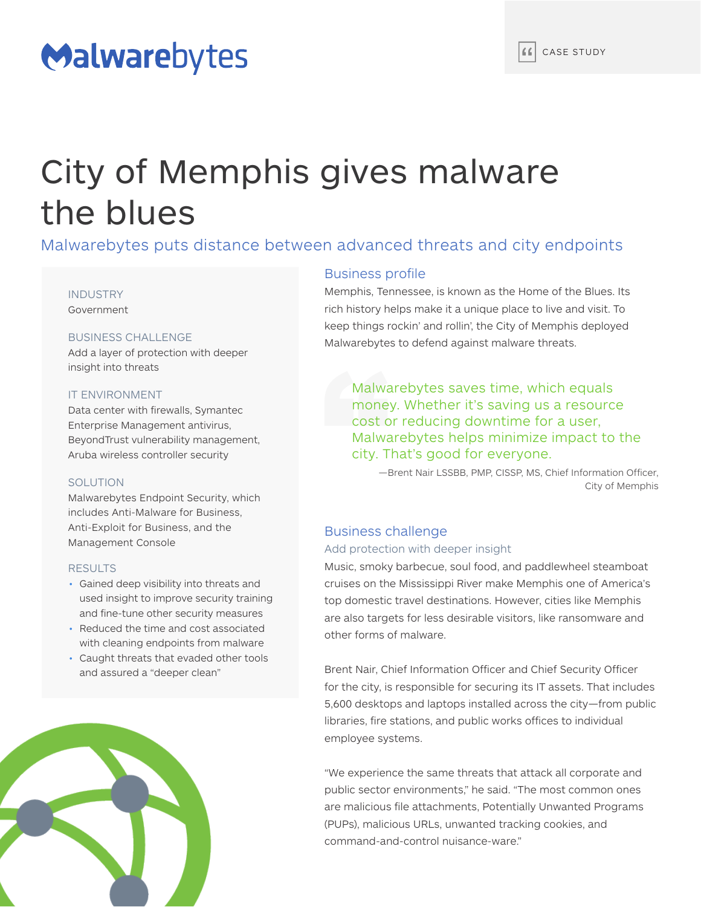Malwarebytes

CASE STUDY

# City of Memphis gives malware the blues

## Malwarebytes puts distance between advanced threats and city endpoints

INDUSTRY

Government

BUSINESS CHALLENGE

Add a layer of protection with deeper insight into threats

IT ENVIRONMENT

Data center with firewalls, Symantec Enterprise Management antivirus, BeyondTrust vulnerability management, Aruba wireless controller security

SOLUTION

Malwarebytes Endpoint Security, which includes Anti-Malware for Business, Anti-Exploit for Business, and the Management Console

RESULTS

- Gained deep visibility into threats and used insight to improve security training and fine-tune other security measures
- Reduced the time and cost associated with cleaning endpoints from malware
- Caught threats that evaded other tools and assured a "deeper clean"

### Business profile

Memphis, Tennessee, is known as the Home of the Blues. Its rich history helps make it a unique place to live and visit. To keep things rockin' and rollin', the City of Memphis deployed Malwarebytes to defend against malware threats.

> Malwarebytes saves time, which equals money. Whether it's saving us a resource cost or reducing downtime for a user, Malwarebytes helps minimize impact to the city. That's good for everyone.
>
> —Brent Nair LSSBB, PMP, CISSP, MS, Chief Information Officer, City of Memphis

### Business challenge

#### Add protection with deeper insight

Music, smoky barbecue, soul food, and paddlewheel steamboat cruises on the Mississippi River make Memphis one of America's top domestic travel destinations. However, cities like Memphis are also targets for less desirable visitors, like ransomware and other forms of malware.

Brent Nair, Chief Information Officer and Chief Security Officer for the city, is responsible for securing its IT assets. That includes 5,600 desktops and laptops installed across the city—from public libraries, fire stations, and public works offices to individual employee systems.

"We experience the same threats that attack all corporate and public sector environments," he said. "The most common ones are malicious file attachments, Potentially Unwanted Programs (PUPs), malicious URLs, unwanted tracking cookies, and command-and-control nuisance-ware."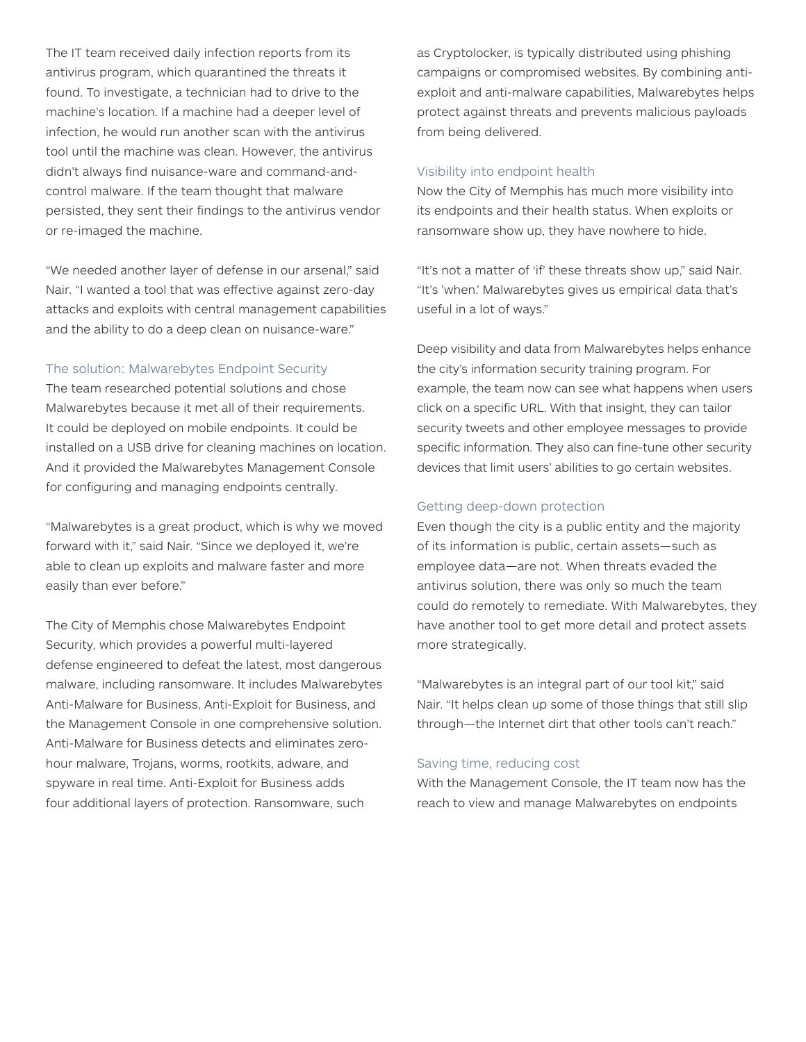The IT team received daily infection reports from its antivirus program, which quarantined the threats it found. To investigate, a technician had to drive to the machine's location. If a machine had a deeper level of infection, he would run another scan with the antivirus tool until the machine was clean. However, the antivirus didn't always find nuisance-ware and command-and-control malware. If the team thought that malware persisted, they sent their findings to the antivirus vendor or re-imaged the machine.

"We needed another layer of defense in our arsenal," said Nair. "I wanted a tool that was effective against zero-day attacks and exploits with central management capabilities and the ability to do a deep clean on nuisance-ware."

## The solution: Malwarebytes Endpoint Security

The team researched potential solutions and chose Malwarebytes because it met all of their requirements. It could be deployed on mobile endpoints. It could be installed on a USB drive for cleaning machines on location. And it provided the Malwarebytes Management Console for configuring and managing endpoints centrally.

"Malwarebytes is a great product, which is why we moved forward with it," said Nair. "Since we deployed it, we're able to clean up exploits and malware faster and more easily than ever before."

The City of Memphis chose Malwarebytes Endpoint Security, which provides a powerful multi-layered defense engineered to defeat the latest, most dangerous malware, including ransomware. It includes Malwarebytes Anti-Malware for Business, Anti-Exploit for Business, and the Management Console in one comprehensive solution. Anti-Malware for Business detects and eliminates zero-hour malware, Trojans, worms, rootkits, adware, and spyware in real time. Anti-Exploit for Business adds four additional layers of protection. Ransomware, such as Cryptolocker, is typically distributed using phishing campaigns or compromised websites. By combining anti-exploit and anti-malware capabilities, Malwarebytes helps protect against threats and prevents malicious payloads from being delivered.

## Visibility into endpoint health

Now the City of Memphis has much more visibility into its endpoints and their health status. When exploits or ransomware show up, they have nowhere to hide.

"It's not a matter of 'if' these threats show up," said Nair. "It's 'when.' Malwarebytes gives us empirical data that's useful in a lot of ways."

Deep visibility and data from Malwarebytes helps enhance the city's information security training program. For example, the team now can see what happens when users click on a specific URL. With that insight, they can tailor security tweets and other employee messages to provide specific information. They also can fine-tune other security devices that limit users' abilities to go certain websites.

## Getting deep-down protection

Even though the city is a public entity and the majority of its information is public, certain assets—such as employee data—are not. When threats evaded the antivirus solution, there was only so much the team could do remotely to remediate. With Malwarebytes, they have another tool to get more detail and protect assets more strategically.

"Malwarebytes is an integral part of our tool kit," said Nair. "It helps clean up some of those things that still slip through—the Internet dirt that other tools can't reach."

## Saving time, reducing cost

With the Management Console, the IT team now has the reach to view and manage Malwarebytes on endpoints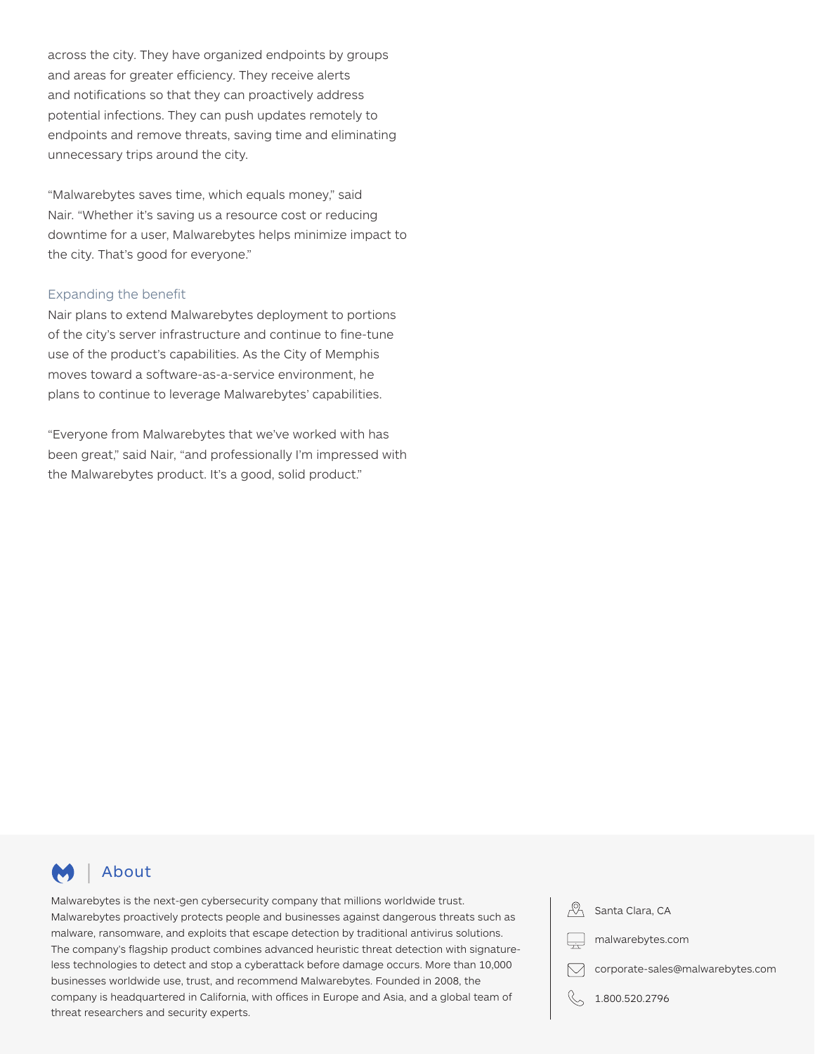across the city. They have organized endpoints by groups and areas for greater efficiency. They receive alerts and notifications so that they can proactively address potential infections. They can push updates remotely to endpoints and remove threats, saving time and eliminating unnecessary trips around the city.

“Malwarebytes saves time, which equals money,” said Nair. “Whether it’s saving us a resource cost or reducing downtime for a user, Malwarebytes helps minimize impact to the city. That’s good for everyone.”

### Expanding the benefit

Nair plans to extend Malwarebytes deployment to portions of the city’s server infrastructure and continue to fine-tune use of the product’s capabilities. As the City of Memphis moves toward a software-as-a-service environment, he plans to continue to leverage Malwarebytes’ capabilities.

“Everyone from Malwarebytes that we’ve worked with has been great,” said Nair, “and professionally I’m impressed with the Malwarebytes product. It’s a good, solid product.”

## About

Malwarebytes is the next-gen cybersecurity company that millions worldwide trust. Malwarebytes proactively protects people and businesses against dangerous threats such as malware, ransomware, and exploits that escape detection by traditional antivirus solutions. The company’s flagship product combines advanced heuristic threat detection with signature-less technologies to detect and stop a cyberattack before damage occurs. More than 10,000 businesses worldwide use, trust, and recommend Malwarebytes. Founded in 2008, the company is headquartered in California, with offices in Europe and Asia, and a global team of threat researchers and security experts.

Santa Clara, CA

malwarebytes.com

corporate-sales@malwarebytes.com

1.800.520.2796